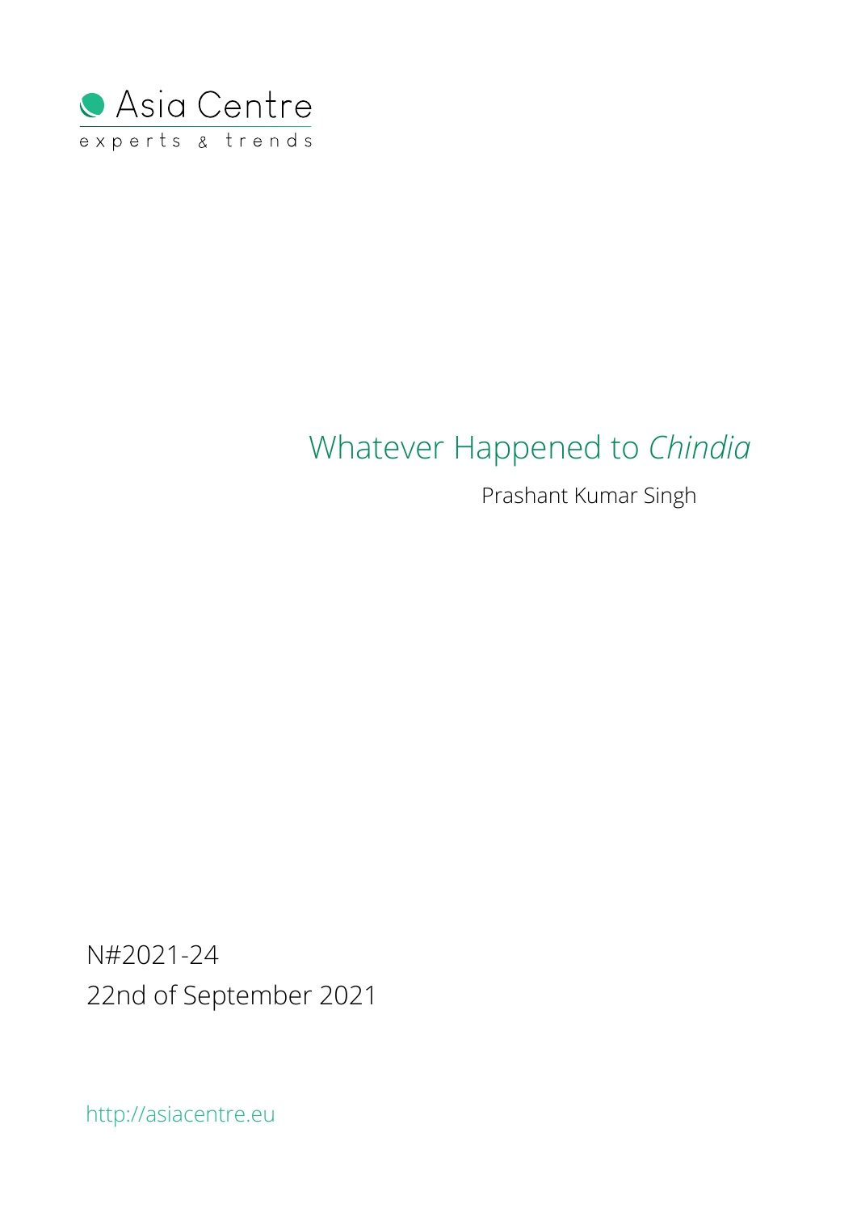Asia Centre

experts & trends

# Whatever Happened to *Chindia*

Prashant Kumar Singh

N#2021-24

22nd of September 2021

http://asiacentre.eu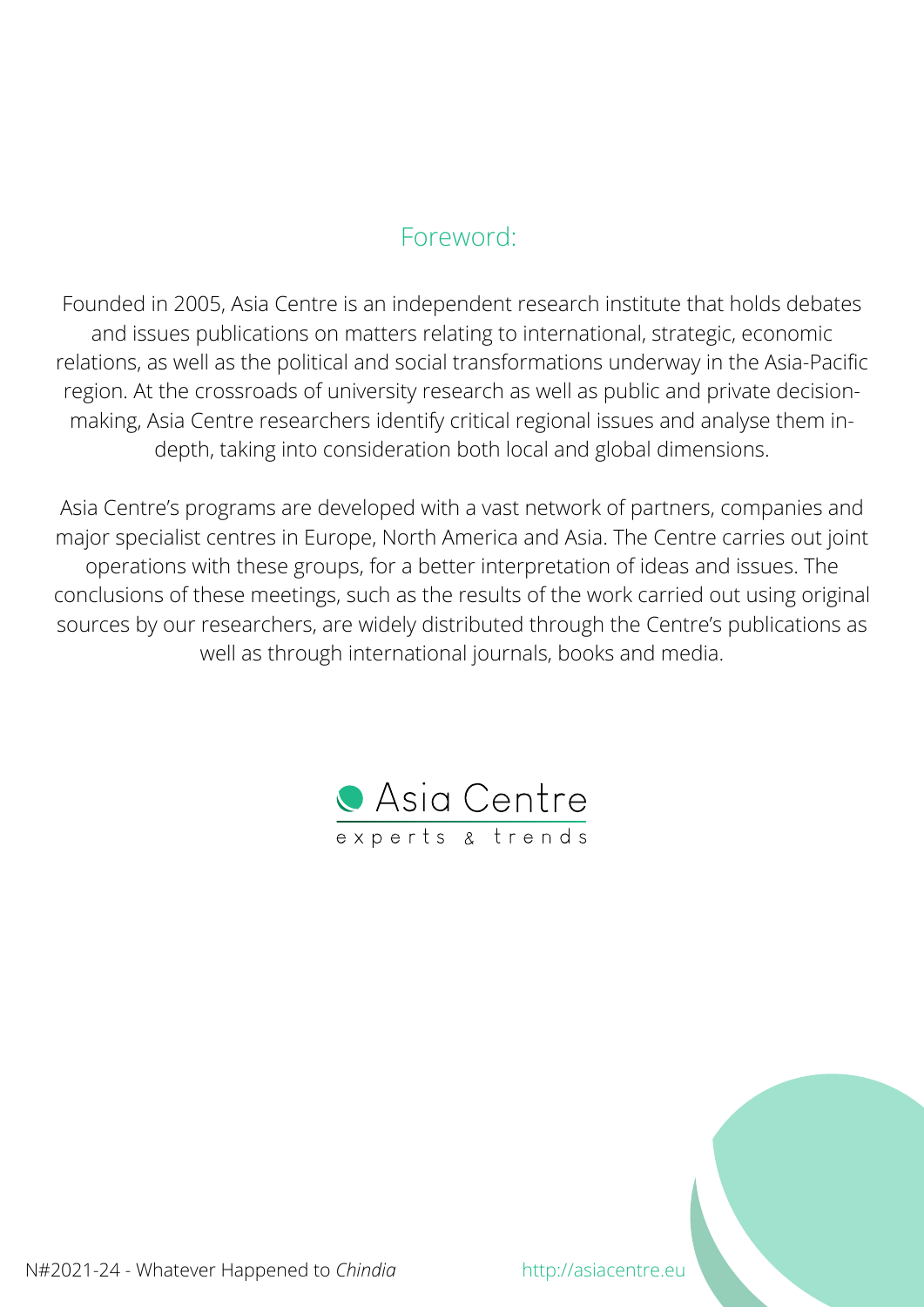## Foreword:

Founded in 2005, Asia Centre is an independent research institute that holds debates and issues publications on matters relating to international, strategic, economic relations, as well as the political and social transformations underway in the Asia-Pacific region. At the crossroads of university research as well as public and private decision-making, Asia Centre researchers identify critical regional issues and analyse them in-depth, taking into consideration both local and global dimensions.

Asia Centre's programs are developed with a vast network of partners, companies and major specialist centres in Europe, North America and Asia. The Centre carries out joint operations with these groups, for a better interpretation of ideas and issues. The conclusions of these meetings, such as the results of the work carried out using original sources by our researchers, are widely distributed through the Centre's publications as well as through international journals, books and media.

Asia Centre
experts & trends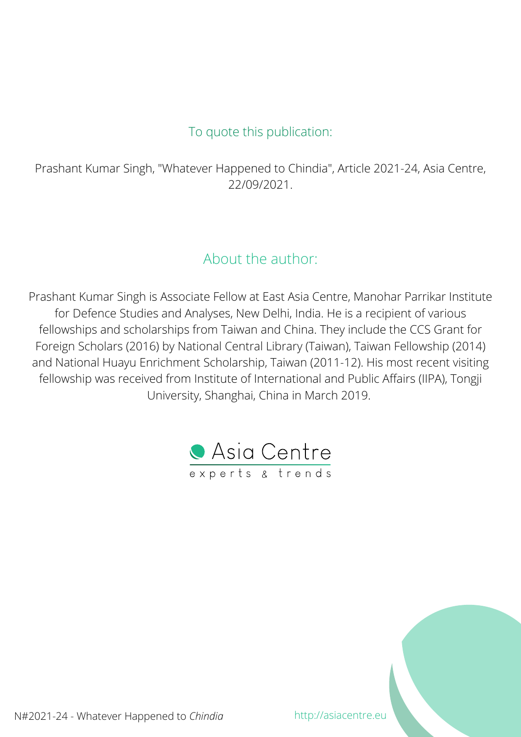## To quote this publication:

Prashant Kumar Singh, "Whatever Happened to Chindia", Article 2021-24, Asia Centre, 22/09/2021.

## About the author:

Prashant Kumar Singh is Associate Fellow at East Asia Centre, Manohar Parrikar Institute for Defence Studies and Analyses, New Delhi, India. He is a recipient of various fellowships and scholarships from Taiwan and China. They include the CCS Grant for Foreign Scholars (2016) by National Central Library (Taiwan), Taiwan Fellowship (2014) and National Huayu Enrichment Scholarship, Taiwan (2011-12). His most recent visiting fellowship was received from Institute of International and Public Affairs (IIPA), Tongji University, Shanghai, China in March 2019.

Asia Centre
experts & trends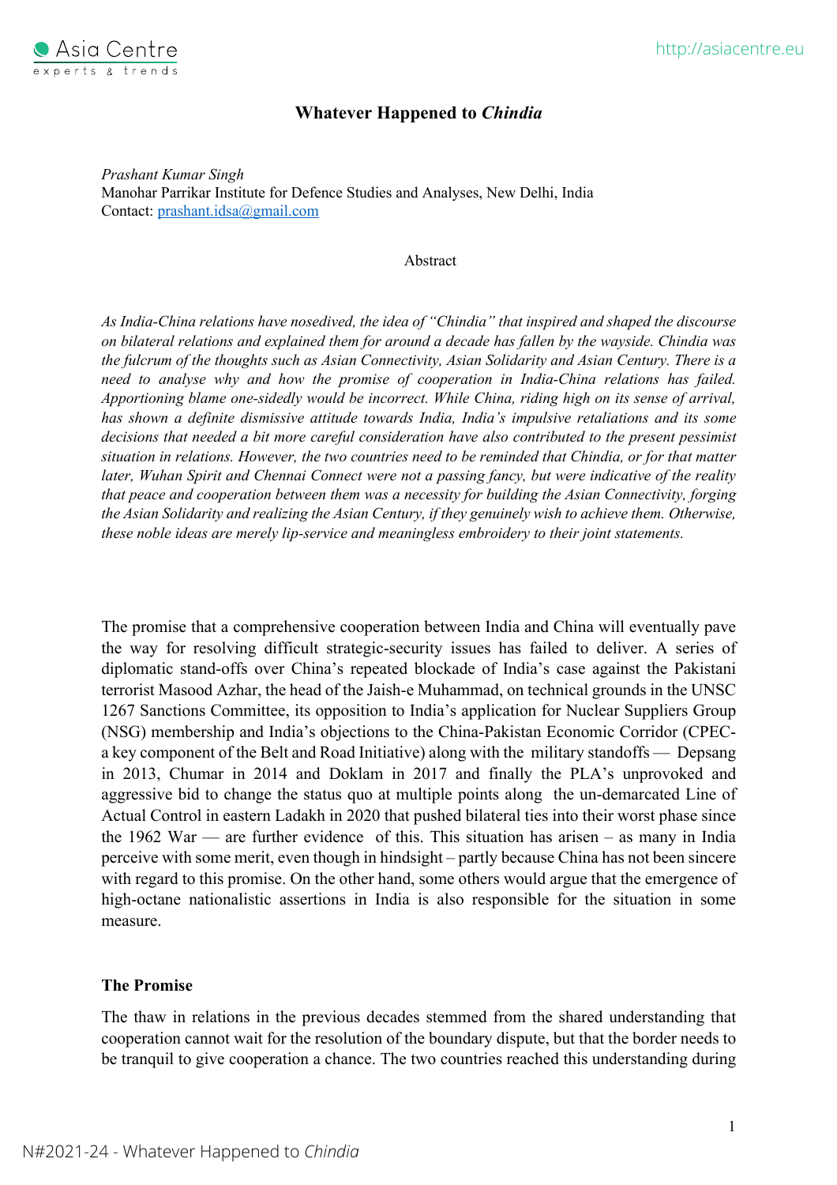# Whatever Happened to *Chindia*

*Prashant Kumar Singh*
Manohar Parrikar Institute for Defence Studies and Analyses, New Delhi, India
Contact: prashant.idsa@gmail.com

Abstract

*As India-China relations have nosedived, the idea of "Chindia" that inspired and shaped the discourse on bilateral relations and explained them for around a decade has fallen by the wayside. Chindia was the fulcrum of the thoughts such as Asian Connectivity, Asian Solidarity and Asian Century. There is a need to analyse why and how the promise of cooperation in India-China relations has failed. Apportioning blame one-sidedly would be incorrect. While China, riding high on its sense of arrival, has shown a definite dismissive attitude towards India, India's impulsive retaliations and its some decisions that needed a bit more careful consideration have also contributed to the present pessimist situation in relations. However, the two countries need to be reminded that Chindia, or for that matter later, Wuhan Spirit and Chennai Connect were not a passing fancy, but were indicative of the reality that peace and cooperation between them was a necessity for building the Asian Connectivity, forging the Asian Solidarity and realizing the Asian Century, if they genuinely wish to achieve them. Otherwise, these noble ideas are merely lip-service and meaningless embroidery to their joint statements.*

The promise that a comprehensive cooperation between India and China will eventually pave the way for resolving difficult strategic-security issues has failed to deliver. A series of diplomatic stand-offs over China's repeated blockade of India's case against the Pakistani terrorist Masood Azhar, the head of the Jaish-e Muhammad, on technical grounds in the UNSC 1267 Sanctions Committee, its opposition to India's application for Nuclear Suppliers Group (NSG) membership and India's objections to the China-Pakistan Economic Corridor (CPEC- a key component of the Belt and Road Initiative) along with the military standoffs — Depsang in 2013, Chumar in 2014 and Doklam in 2017 and finally the PLA's unprovoked and aggressive bid to change the status quo at multiple points along the un-demarcated Line of Actual Control in eastern Ladakh in 2020 that pushed bilateral ties into their worst phase since the 1962 War — are further evidence of this. This situation has arisen – as many in India perceive with some merit, even though in hindsight – partly because China has not been sincere with regard to this promise. On the other hand, some others would argue that the emergence of high-octane nationalistic assertions in India is also responsible for the situation in some measure.

## The Promise

The thaw in relations in the previous decades stemmed from the shared understanding that cooperation cannot wait for the resolution of the boundary dispute, but that the border needs to be tranquil to give cooperation a chance. The two countries reached this understanding during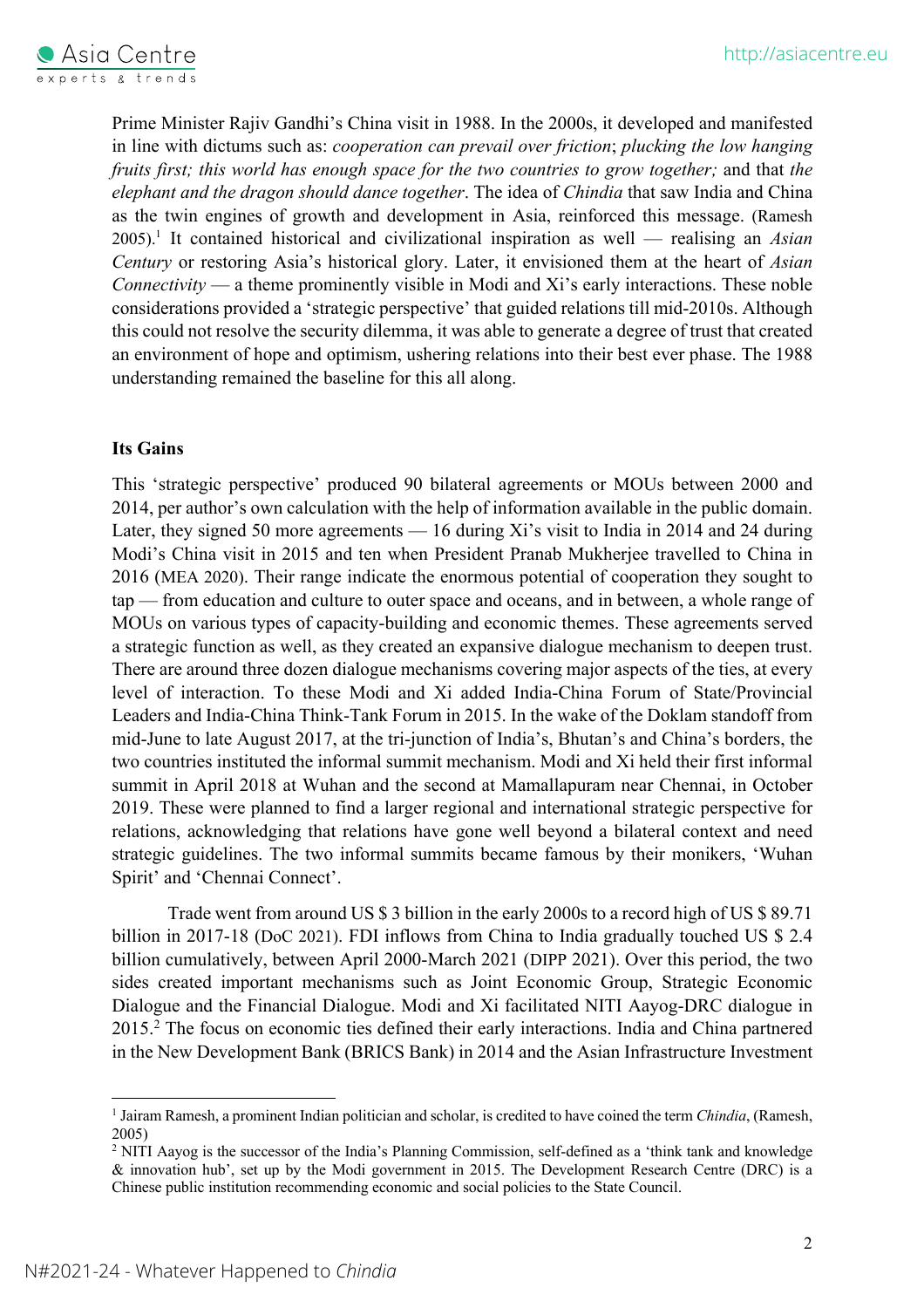Prime Minister Rajiv Gandhi's China visit in 1988. In the 2000s, it developed and manifested in line with dictums such as: *cooperation can prevail over friction*; *plucking the low hanging fruits first; this world has enough space for the two countries to grow together;* and that *the elephant and the dragon should dance together*. The idea of *Chindia* that saw India and China as the twin engines of growth and development in Asia, reinforced this message. (Ramesh 2005).[1] It contained historical and civilizational inspiration as well — realising an *Asian Century* or restoring Asia's historical glory. Later, it envisioned them at the heart of *Asian Connectivity* — a theme prominently visible in Modi and Xi's early interactions. These noble considerations provided a 'strategic perspective' that guided relations till mid-2010s. Although this could not resolve the security dilemma, it was able to generate a degree of trust that created an environment of hope and optimism, ushering relations into their best ever phase. The 1988 understanding remained the baseline for this all along.

**Its Gains**

This 'strategic perspective' produced 90 bilateral agreements or MOUs between 2000 and 2014, per author's own calculation with the help of information available in the public domain. Later, they signed 50 more agreements — 16 during Xi's visit to India in 2014 and 24 during Modi's China visit in 2015 and ten when President Pranab Mukherjee travelled to China in 2016 (MEA 2020). Their range indicate the enormous potential of cooperation they sought to tap — from education and culture to outer space and oceans, and in between, a whole range of MOUs on various types of capacity-building and economic themes. These agreements served a strategic function as well, as they created an expansive dialogue mechanism to deepen trust. There are around three dozen dialogue mechanisms covering major aspects of the ties, at every level of interaction. To these Modi and Xi added India-China Forum of State/Provincial Leaders and India-China Think-Tank Forum in 2015. In the wake of the Doklam standoff from mid-June to late August 2017, at the tri-junction of India's, Bhutan's and China's borders, the two countries instituted the informal summit mechanism. Modi and Xi held their first informal summit in April 2018 at Wuhan and the second at Mamallapuram near Chennai, in October 2019. These were planned to find a larger regional and international strategic perspective for relations, acknowledging that relations have gone well beyond a bilateral context and need strategic guidelines. The two informal summits became famous by their monikers, 'Wuhan Spirit' and 'Chennai Connect'.

Trade went from around US $ 3 billion in the early 2000s to a record high of US $ 89.71 billion in 2017-18 (DoC 2021). FDI inflows from China to India gradually touched US $ 2.4 billion cumulatively, between April 2000-March 2021 (DIPP 2021). Over this period, the two sides created important mechanisms such as Joint Economic Group, Strategic Economic Dialogue and the Financial Dialogue. Modi and Xi facilitated NITI Aayog-DRC dialogue in 2015.[2] The focus on economic ties defined their early interactions. India and China partnered in the New Development Bank (BRICS Bank) in 2014 and the Asian Infrastructure Investment

---

[1] Jairam Ramesh, a prominent Indian politician and scholar, is credited to have coined the term *Chindia*, (Ramesh, 2005)

[2] NITI Aayog is the successor of the India's Planning Commission, self-defined as a 'think tank and knowledge & innovation hub', set up by the Modi government in 2015. The Development Research Centre (DRC) is a Chinese public institution recommending economic and social policies to the State Council.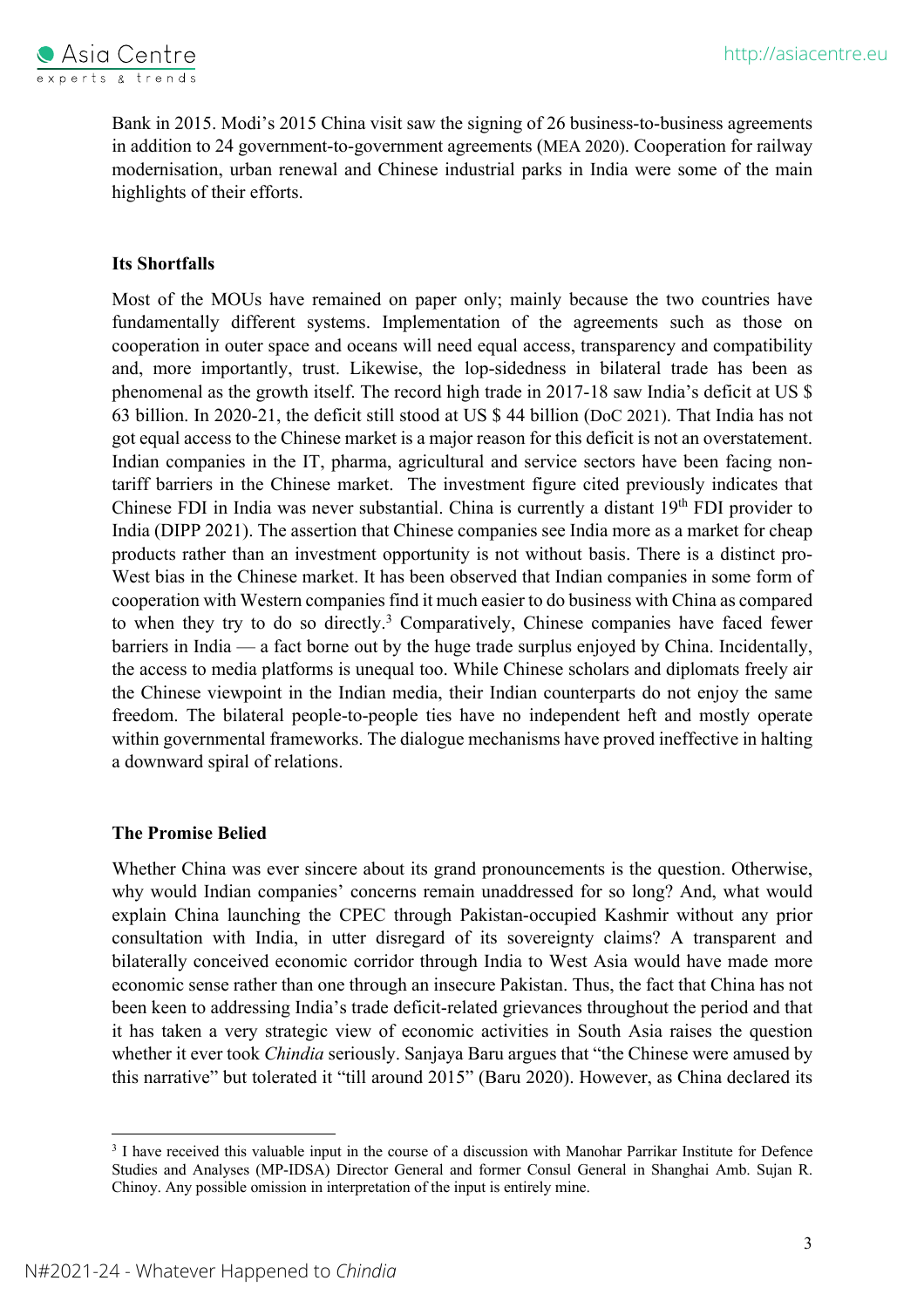Bank in 2015. Modi's 2015 China visit saw the signing of 26 business-to-business agreements in addition to 24 government-to-government agreements (MEA 2020). Cooperation for railway modernisation, urban renewal and Chinese industrial parks in India were some of the main highlights of their efforts.

### Its Shortfalls

Most of the MOUs have remained on paper only; mainly because the two countries have fundamentally different systems. Implementation of the agreements such as those on cooperation in outer space and oceans will need equal access, transparency and compatibility and, more importantly, trust. Likewise, the lop-sidedness in bilateral trade has been as phenomenal as the growth itself. The record high trade in 2017-18 saw India's deficit at US \$ 63 billion. In 2020-21, the deficit still stood at US \$ 44 billion (DoC 2021). That India has not got equal access to the Chinese market is a major reason for this deficit is not an overstatement. Indian companies in the IT, pharma, agricultural and service sectors have been facing non-tariff barriers in the Chinese market. The investment figure cited previously indicates that Chinese FDI in India was never substantial. China is currently a distant 19th FDI provider to India (DIPP 2021). The assertion that Chinese companies see India more as a market for cheap products rather than an investment opportunity is not without basis. There is a distinct pro-West bias in the Chinese market. It has been observed that Indian companies in some form of cooperation with Western companies find it much easier to do business with China as compared to when they try to do so directly.[3] Comparatively, Chinese companies have faced fewer barriers in India — a fact borne out by the huge trade surplus enjoyed by China. Incidentally, the access to media platforms is unequal too. While Chinese scholars and diplomats freely air the Chinese viewpoint in the Indian media, their Indian counterparts do not enjoy the same freedom. The bilateral people-to-people ties have no independent heft and mostly operate within governmental frameworks. The dialogue mechanisms have proved ineffective in halting a downward spiral of relations.

### The Promise Belied

Whether China was ever sincere about its grand pronouncements is the question. Otherwise, why would Indian companies' concerns remain unaddressed for so long? And, what would explain China launching the CPEC through Pakistan-occupied Kashmir without any prior consultation with India, in utter disregard of its sovereignty claims? A transparent and bilaterally conceived economic corridor through India to West Asia would have made more economic sense rather than one through an insecure Pakistan. Thus, the fact that China has not been keen to addressing India's trade deficit-related grievances throughout the period and that it has taken a very strategic view of economic activities in South Asia raises the question whether it ever took *Chindia* seriously. Sanjaya Baru argues that "the Chinese were amused by this narrative" but tolerated it "till around 2015" (Baru 2020). However, as China declared its

---

[3] I have received this valuable input in the course of a discussion with Manohar Parrikar Institute for Defence Studies and Analyses (MP-IDSA) Director General and former Consul General in Shanghai Amb. Sujan R. Chinoy. Any possible omission in interpretation of the input is entirely mine.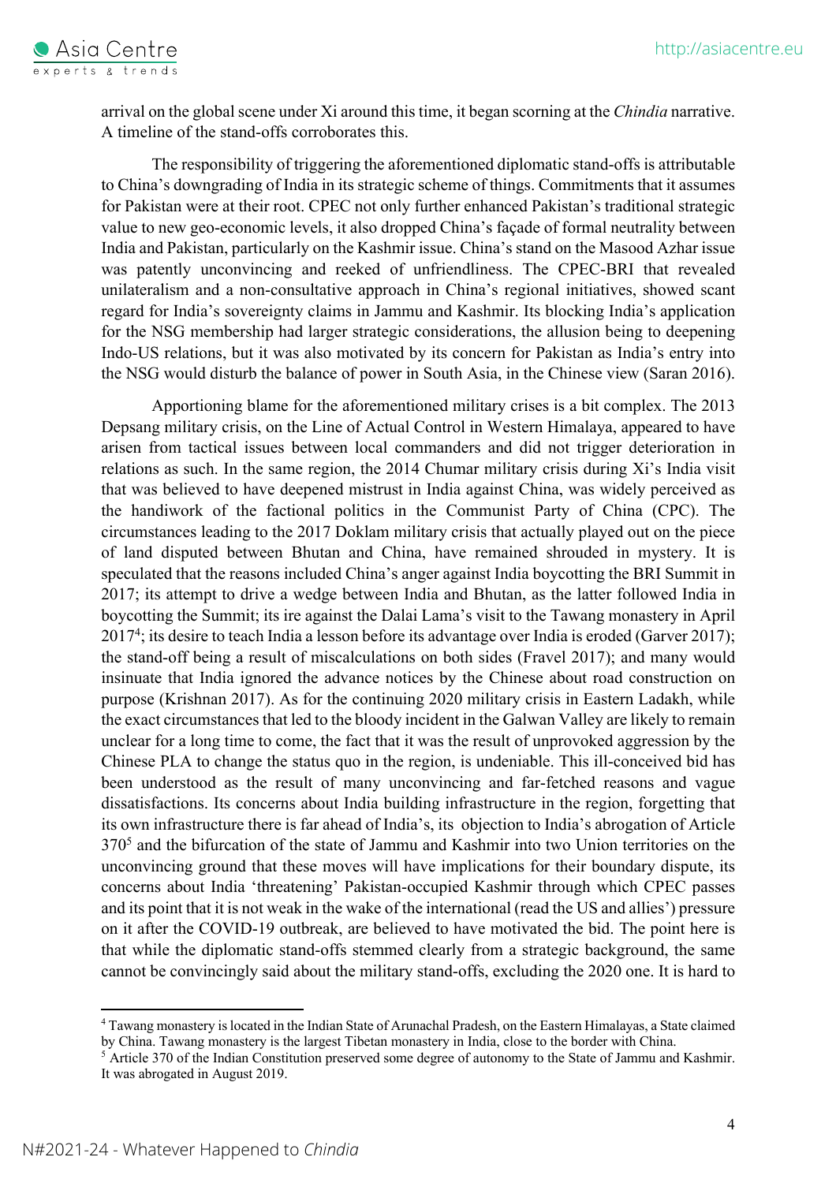arrival on the global scene under Xi around this time, it began scorning at the *Chindia* narrative. A timeline of the stand-offs corroborates this.

The responsibility of triggering the aforementioned diplomatic stand-offs is attributable to China's downgrading of India in its strategic scheme of things. Commitments that it assumes for Pakistan were at their root. CPEC not only further enhanced Pakistan's traditional strategic value to new geo-economic levels, it also dropped China's façade of formal neutrality between India and Pakistan, particularly on the Kashmir issue. China's stand on the Masood Azhar issue was patently unconvincing and reeked of unfriendliness. The CPEC-BRI that revealed unilateralism and a non-consultative approach in China's regional initiatives, showed scant regard for India's sovereignty claims in Jammu and Kashmir. Its blocking India's application for the NSG membership had larger strategic considerations, the allusion being to deepening Indo-US relations, but it was also motivated by its concern for Pakistan as India's entry into the NSG would disturb the balance of power in South Asia, in the Chinese view (Saran 2016).

Apportioning blame for the aforementioned military crises is a bit complex. The 2013 Depsang military crisis, on the Line of Actual Control in Western Himalaya, appeared to have arisen from tactical issues between local commanders and did not trigger deterioration in relations as such. In the same region, the 2014 Chumar military crisis during Xi's India visit that was believed to have deepened mistrust in India against China, was widely perceived as the handiwork of the factional politics in the Communist Party of China (CPC). The circumstances leading to the 2017 Doklam military crisis that actually played out on the piece of land disputed between Bhutan and China, have remained shrouded in mystery. It is speculated that the reasons included China's anger against India boycotting the BRI Summit in 2017; its attempt to drive a wedge between India and Bhutan, as the latter followed India in boycotting the Summit; its ire against the Dalai Lama's visit to the Tawang monastery in April 2017[4]; its desire to teach India a lesson before its advantage over India is eroded (Garver 2017); the stand-off being a result of miscalculations on both sides (Fravel 2017); and many would insinuate that India ignored the advance notices by the Chinese about road construction on purpose (Krishnan 2017). As for the continuing 2020 military crisis in Eastern Ladakh, while the exact circumstances that led to the bloody incident in the Galwan Valley are likely to remain unclear for a long time to come, the fact that it was the result of unprovoked aggression by the Chinese PLA to change the status quo in the region, is undeniable. This ill-conceived bid has been understood as the result of many unconvincing and far-fetched reasons and vague dissatisfactions. Its concerns about India building infrastructure in the region, forgetting that its own infrastructure there is far ahead of India's, its objection to India's abrogation of Article 370[5] and the bifurcation of the state of Jammu and Kashmir into two Union territories on the unconvincing ground that these moves will have implications for their boundary dispute, its concerns about India 'threatening' Pakistan-occupied Kashmir through which CPEC passes and its point that it is not weak in the wake of the international (read the US and allies') pressure on it after the COVID-19 outbreak, are believed to have motivated the bid. The point here is that while the diplomatic stand-offs stemmed clearly from a strategic background, the same cannot be convincingly said about the military stand-offs, excluding the 2020 one. It is hard to

[4] Tawang monastery is located in the Indian State of Arunachal Pradesh, on the Eastern Himalayas, a State claimed by China. Tawang monastery is the largest Tibetan monastery in India, close to the border with China.

[5] Article 370 of the Indian Constitution preserved some degree of autonomy to the State of Jammu and Kashmir. It was abrogated in August 2019.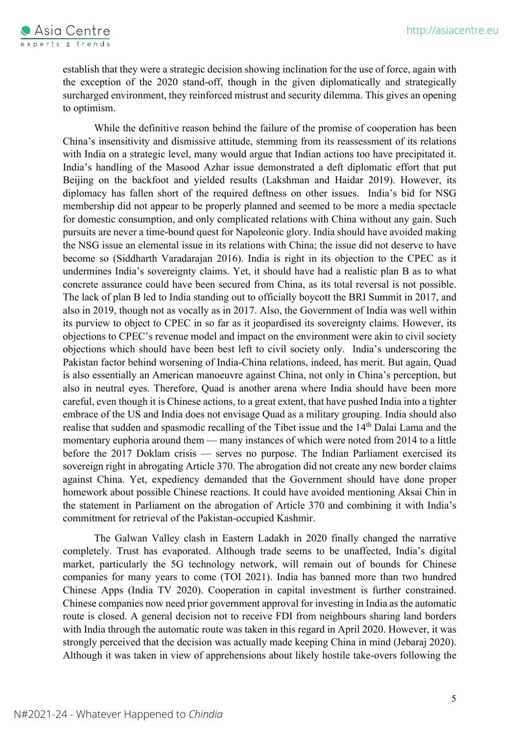establish that they were a strategic decision showing inclination for the use of force, again with the exception of the 2020 stand-off, though in the given diplomatically and strategically surcharged environment, they reinforced mistrust and security dilemma. This gives an opening to optimism.

While the definitive reason behind the failure of the promise of cooperation has been China's insensitivity and dismissive attitude, stemming from its reassessment of its relations with India on a strategic level, many would argue that Indian actions too have precipitated it. India's handling of the Masood Azhar issue demonstrated a deft diplomatic effort that put Beijing on the backfoot and yielded results (Lakshman and Haidar 2019). However, its diplomacy has fallen short of the required deftness on other issues. India's bid for NSG membership did not appear to be properly planned and seemed to be more a media spectacle for domestic consumption, and only complicated relations with China without any gain. Such pursuits are never a time-bound quest for Napoleonic glory. India should have avoided making the NSG issue an elemental issue in its relations with China; the issue did not deserve to have become so (Siddharth Varadarajan 2016). India is right in its objection to the CPEC as it undermines India's sovereignty claims. Yet, it should have had a realistic plan B as to what concrete assurance could have been secured from China, as its total reversal is not possible. The lack of plan B led to India standing out to officially boycott the BRI Summit in 2017, and also in 2019, though not as vocally as in 2017. Also, the Government of India was well within its purview to object to CPEC in so far as it jeopardised its sovereignty claims. However, its objections to CPEC's revenue model and impact on the environment were akin to civil society objections which should have been best left to civil society only. India's underscoring the Pakistan factor behind worsening of India-China relations, indeed, has merit. But again, Quad is also essentially an American manoeuvre against China, not only in China's perception, but also in neutral eyes. Therefore, Quad is another arena where India should have been more careful, even though it is Chinese actions, to a great extent, that have pushed India into a tighter embrace of the US and India does not envisage Quad as a military grouping. India should also realise that sudden and spasmodic recalling of the Tibet issue and the 14th Dalai Lama and the momentary euphoria around them — many instances of which were noted from 2014 to a little before the 2017 Doklam crisis — serves no purpose. The Indian Parliament exercised its sovereign right in abrogating Article 370. The abrogation did not create any new border claims against China. Yet, expediency demanded that the Government should have done proper homework about possible Chinese reactions. It could have avoided mentioning Aksai Chin in the statement in Parliament on the abrogation of Article 370 and combining it with India's commitment for retrieval of the Pakistan-occupied Kashmir.

The Galwan Valley clash in Eastern Ladakh in 2020 finally changed the narrative completely. Trust has evaporated. Although trade seems to be unaffected, India's digital market, particularly the 5G technology network, will remain out of bounds for Chinese companies for many years to come (TOI 2021). India has banned more than two hundred Chinese Apps (India TV 2020). Cooperation in capital investment is further constrained. Chinese companies now need prior government approval for investing in India as the automatic route is closed. A general decision not to receive FDI from neighbours sharing land borders with India through the automatic route was taken in this regard in April 2020. However, it was strongly perceived that the decision was actually made keeping China in mind (Jebaraj 2020). Although it was taken in view of apprehensions about likely hostile take-overs following the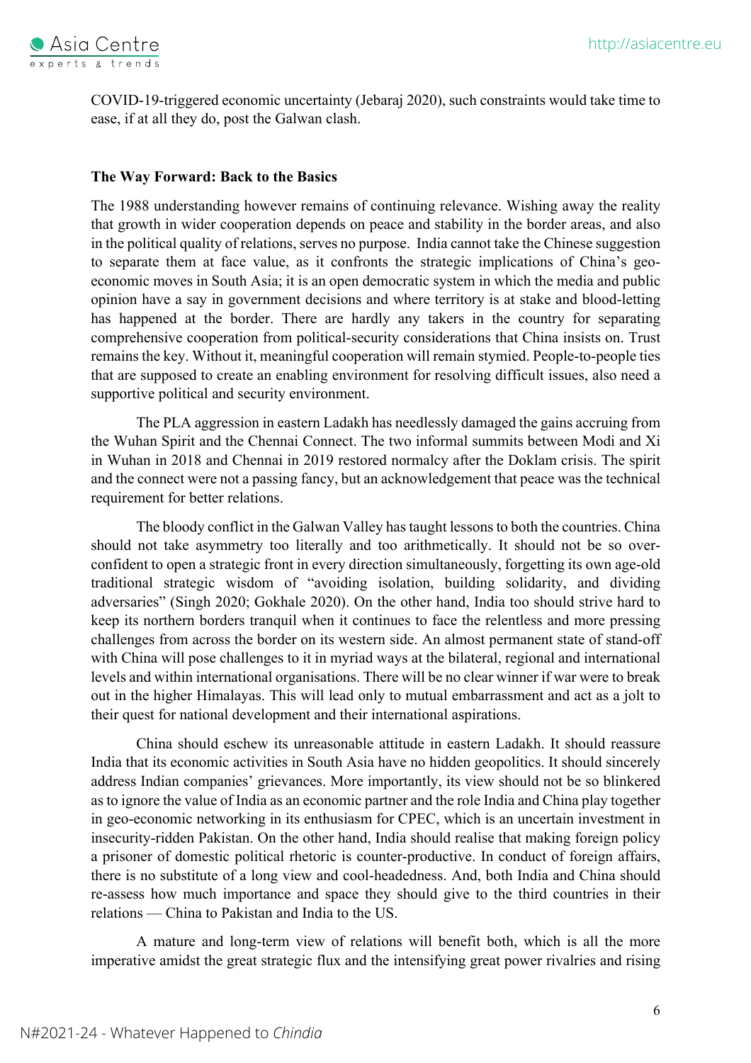COVID-19-triggered economic uncertainty (Jebaraj 2020), such constraints would take time to ease, if at all they do, post the Galwan clash.

**The Way Forward: Back to the Basics**

The 1988 understanding however remains of continuing relevance. Wishing away the reality that growth in wider cooperation depends on peace and stability in the border areas, and also in the political quality of relations, serves no purpose. India cannot take the Chinese suggestion to separate them at face value, as it confronts the strategic implications of China's geo-economic moves in South Asia; it is an open democratic system in which the media and public opinion have a say in government decisions and where territory is at stake and blood-letting has happened at the border. There are hardly any takers in the country for separating comprehensive cooperation from political-security considerations that China insists on. Trust remains the key. Without it, meaningful cooperation will remain stymied. People-to-people ties that are supposed to create an enabling environment for resolving difficult issues, also need a supportive political and security environment.

The PLA aggression in eastern Ladakh has needlessly damaged the gains accruing from the Wuhan Spirit and the Chennai Connect. The two informal summits between Modi and Xi in Wuhan in 2018 and Chennai in 2019 restored normalcy after the Doklam crisis. The spirit and the connect were not a passing fancy, but an acknowledgement that peace was the technical requirement for better relations.

The bloody conflict in the Galwan Valley has taught lessons to both the countries. China should not take asymmetry too literally and too arithmetically. It should not be so over-confident to open a strategic front in every direction simultaneously, forgetting its own age-old traditional strategic wisdom of "avoiding isolation, building solidarity, and dividing adversaries" (Singh 2020; Gokhale 2020). On the other hand, India too should strive hard to keep its northern borders tranquil when it continues to face the relentless and more pressing challenges from across the border on its western side. An almost permanent state of stand-off with China will pose challenges to it in myriad ways at the bilateral, regional and international levels and within international organisations. There will be no clear winner if war were to break out in the higher Himalayas. This will lead only to mutual embarrassment and act as a jolt to their quest for national development and their international aspirations.

China should eschew its unreasonable attitude in eastern Ladakh. It should reassure India that its economic activities in South Asia have no hidden geopolitics. It should sincerely address Indian companies' grievances. More importantly, its view should not be so blinkered as to ignore the value of India as an economic partner and the role India and China play together in geo-economic networking in its enthusiasm for CPEC, which is an uncertain investment in insecurity-ridden Pakistan. On the other hand, India should realise that making foreign policy a prisoner of domestic political rhetoric is counter-productive. In conduct of foreign affairs, there is no substitute of a long view and cool-headedness. And, both India and China should re-assess how much importance and space they should give to the third countries in their relations — China to Pakistan and India to the US.

A mature and long-term view of relations will benefit both, which is all the more imperative amidst the great strategic flux and the intensifying great power rivalries and rising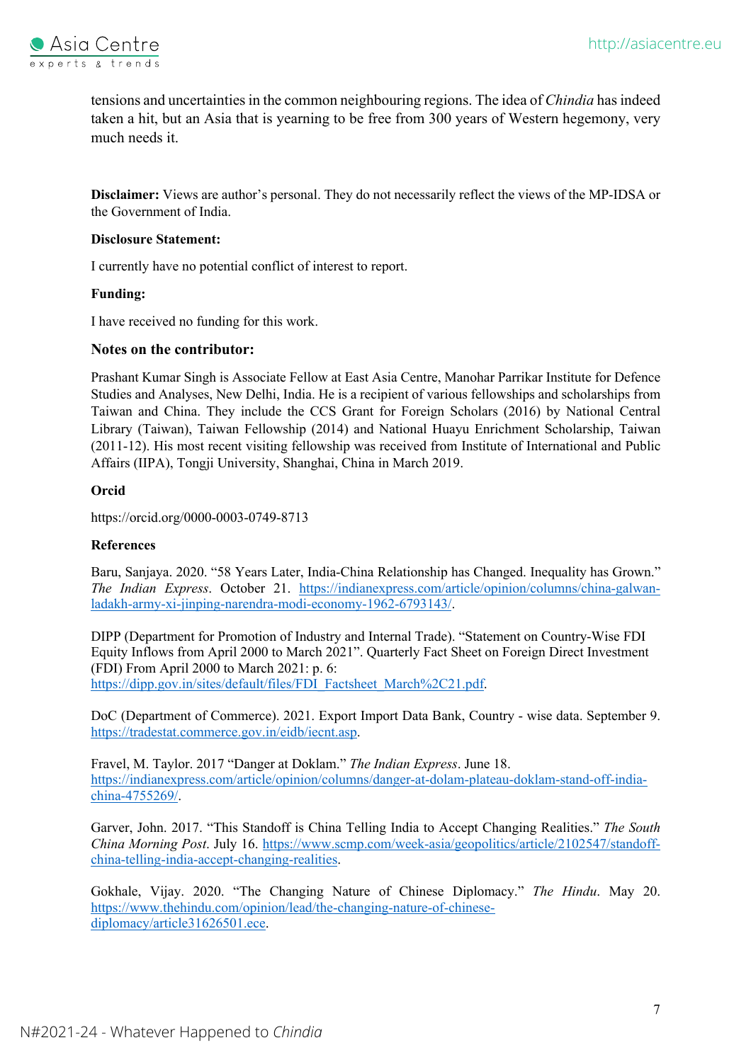tensions and uncertainties in the common neighbouring regions. The idea of *Chindia* has indeed taken a hit, but an Asia that is yearning to be free from 300 years of Western hegemony, very much needs it.

**Disclaimer:** Views are author's personal. They do not necessarily reflect the views of the MP-IDSA or the Government of India.

**Disclosure Statement:**

I currently have no potential conflict of interest to report.

**Funding:**

I have received no funding for this work.

**Notes on the contributor:**

Prashant Kumar Singh is Associate Fellow at East Asia Centre, Manohar Parrikar Institute for Defence Studies and Analyses, New Delhi, India. He is a recipient of various fellowships and scholarships from Taiwan and China. They include the CCS Grant for Foreign Scholars (2016) by National Central Library (Taiwan), Taiwan Fellowship (2014) and National Huayu Enrichment Scholarship, Taiwan (2011-12). His most recent visiting fellowship was received from Institute of International and Public Affairs (IIPA), Tongji University, Shanghai, China in March 2019.

**Orcid**

https://orcid.org/0000-0003-0749-8713

**References**

Baru, Sanjaya. 2020. "58 Years Later, India-China Relationship has Changed. Inequality has Grown." *The Indian Express*. October 21. https://indianexpress.com/article/opinion/columns/china-galwan-ladakh-army-xi-jinping-narendra-modi-economy-1962-6793143/.

DIPP (Department for Promotion of Industry and Internal Trade). "Statement on Country-Wise FDI Equity Inflows from April 2000 to March 2021". Quarterly Fact Sheet on Foreign Direct Investment (FDI) From April 2000 to March 2021: p. 6: https://dipp.gov.in/sites/default/files/FDI_Factsheet_March%2C21.pdf.

DoC (Department of Commerce). 2021. Export Import Data Bank, Country - wise data. September 9. https://tradestat.commerce.gov.in/eidb/iecnt.asp.

Fravel, M. Taylor. 2017 "Danger at Doklam." *The Indian Express*. June 18. https://indianexpress.com/article/opinion/columns/danger-at-dolam-plateau-doklam-stand-off-india-china-4755269/.

Garver, John. 2017. "This Standoff is China Telling India to Accept Changing Realities." *The South China Morning Post*. July 16. https://www.scmp.com/week-asia/geopolitics/article/2102547/standoff-china-telling-india-accept-changing-realities.

Gokhale, Vijay. 2020. "The Changing Nature of Chinese Diplomacy." *The Hindu*. May 20. https://www.thehindu.com/opinion/lead/the-changing-nature-of-chinese-diplomacy/article31626501.ece.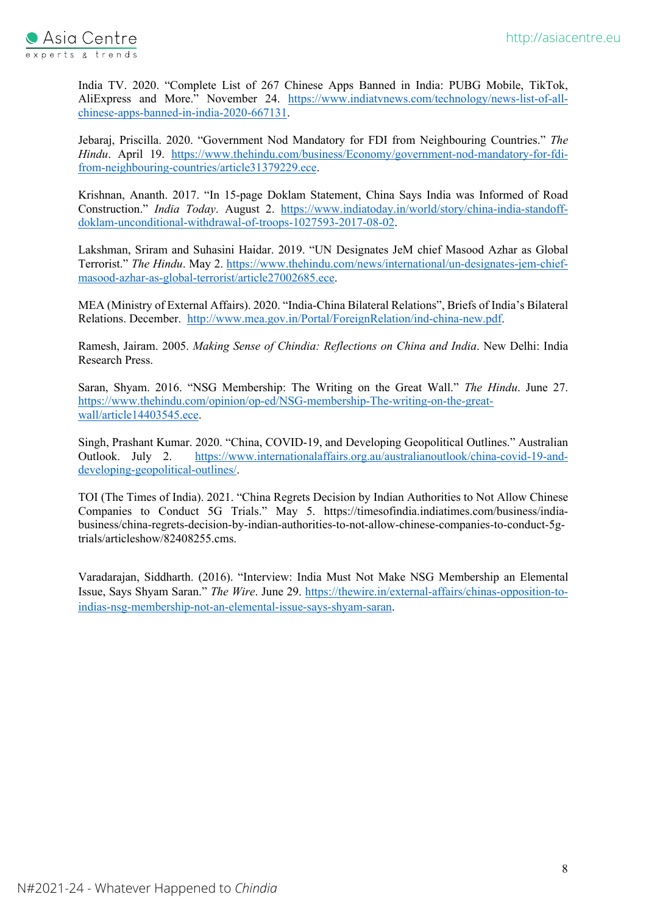India TV. 2020. "Complete List of 267 Chinese Apps Banned in India: PUBG Mobile, TikTok, AliExpress and More." November 24. https://www.indiatvnews.com/technology/news-list-of-all-chinese-apps-banned-in-india-2020-667131.

Jebaraj, Priscilla. 2020. "Government Nod Mandatory for FDI from Neighbouring Countries." *The Hindu*. April 19. https://www.thehindu.com/business/Economy/government-nod-mandatory-for-fdi-from-neighbouring-countries/article31379229.ece.

Krishnan, Ananth. 2017. "In 15-page Doklam Statement, China Says India was Informed of Road Construction." *India Today*. August 2. https://www.indiatoday.in/world/story/china-india-standoff-doklam-unconditional-withdrawal-of-troops-1027593-2017-08-02.

Lakshman, Sriram and Suhasini Haidar. 2019. "UN Designates JeM chief Masood Azhar as Global Terrorist." *The Hindu*. May 2. https://www.thehindu.com/news/international/un-designates-jem-chief-masood-azhar-as-global-terrorist/article27002685.ece.

MEA (Ministry of External Affairs). 2020. "India-China Bilateral Relations", Briefs of India's Bilateral Relations. December. http://www.mea.gov.in/Portal/ForeignRelation/ind-china-new.pdf.

Ramesh, Jairam. 2005. *Making Sense of Chindia: Reflections on China and India*. New Delhi: India Research Press.

Saran, Shyam. 2016. "NSG Membership: The Writing on the Great Wall." *The Hindu*. June 27. https://www.thehindu.com/opinion/op-ed/NSG-membership-The-writing-on-the-great-wall/article14403545.ece.

Singh, Prashant Kumar. 2020. "China, COVID-19, and Developing Geopolitical Outlines." Australian Outlook. July 2. https://www.internationalaffairs.org.au/australianoutlook/china-covid-19-and-developing-geopolitical-outlines/.

TOI (The Times of India). 2021. "China Regrets Decision by Indian Authorities to Not Allow Chinese Companies to Conduct 5G Trials." May 5. https://timesofindia.indiatimes.com/business/india-business/china-regrets-decision-by-indian-authorities-to-not-allow-chinese-companies-to-conduct-5g-trials/articleshow/82408255.cms.

Varadarajan, Siddharth. (2016). "Interview: India Must Not Make NSG Membership an Elemental Issue, Says Shyam Saran." *The Wire*. June 29. https://thewire.in/external-affairs/chinas-opposition-to-indias-nsg-membership-not-an-elemental-issue-says-shyam-saran.